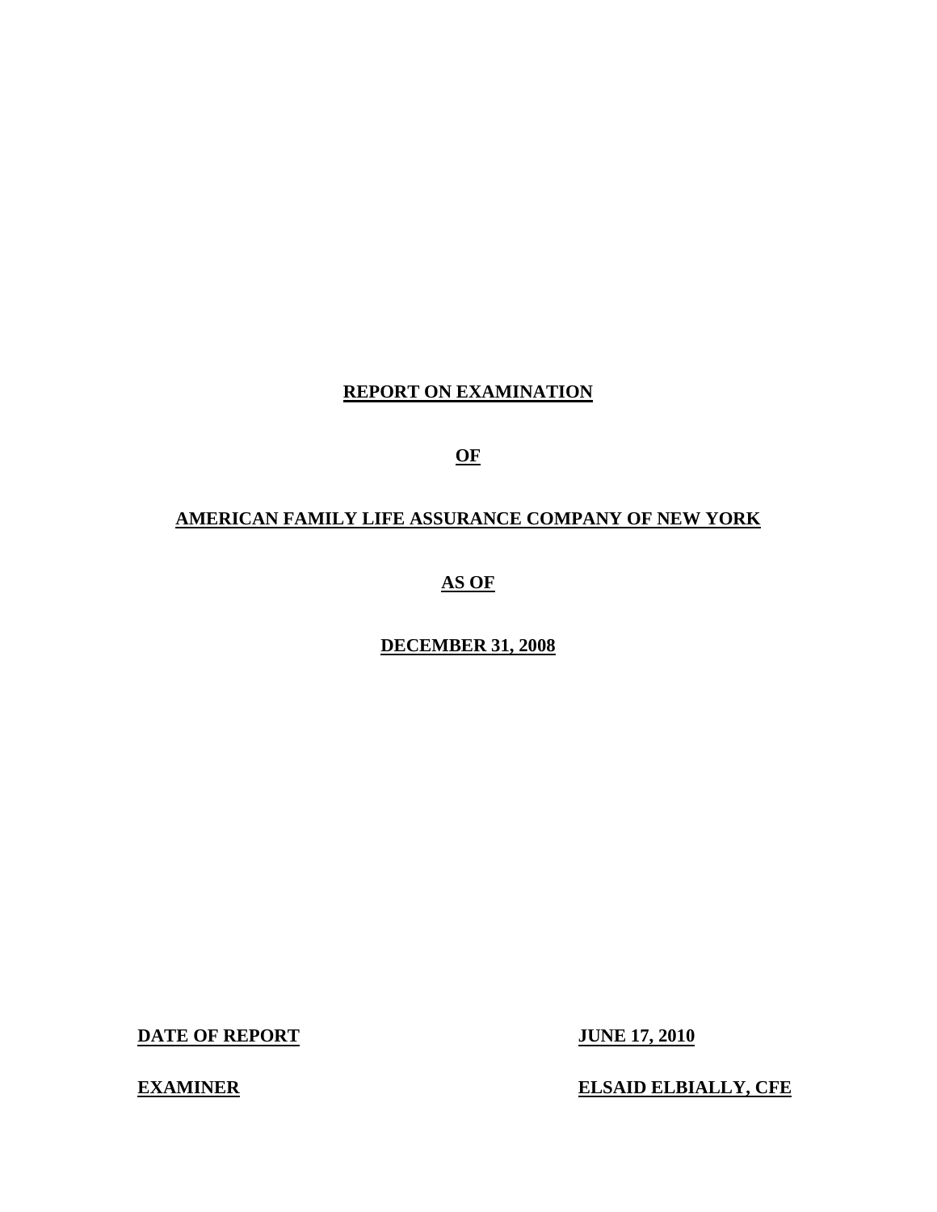# REPORT ON EXAMINATION

## OF

## AMERICAN FAMILY LIFE ASSURANCE COMPANY OF NEW YORK

## AS OF

## DECEMBER 31, 2008

| | |
|---|---|
| **DATE OF REPORT** | **JUNE 17, 2010** |
| **EXAMINER** | **ELSAID ELBIALLY, CFE** |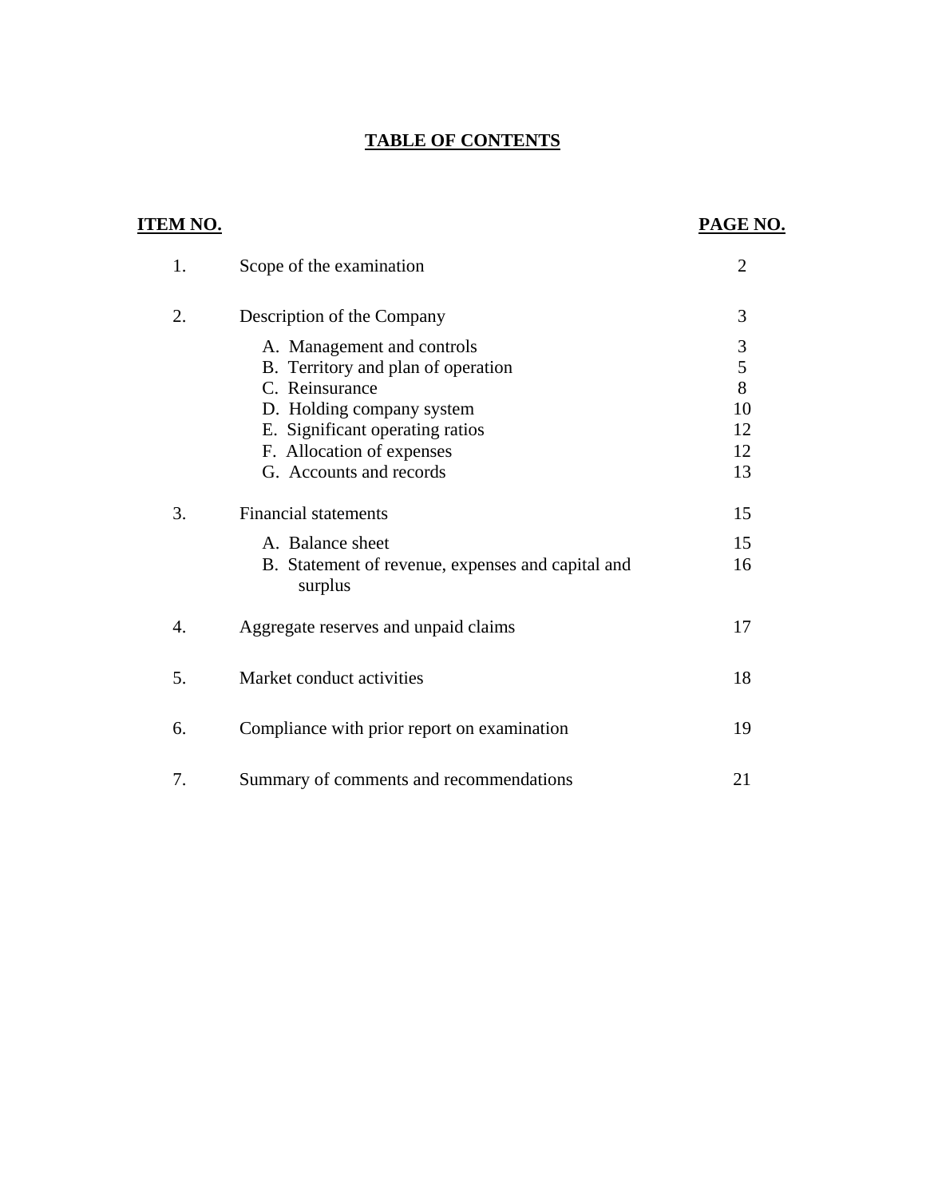# TABLE OF CONTENTS

| ITEM NO. | | PAGE NO. |
|---|---|---|
| 1. | Scope of the examination | 2 |
| 2. | Description of the Company | 3 |
| | A. Management and controls | 3 |
| | B. Territory and plan of operation | 5 |
| | C. Reinsurance | 8 |
| | D. Holding company system | 10 |
| | E. Significant operating ratios | 12 |
| | F. Allocation of expenses | 12 |
| | G. Accounts and records | 13 |
| 3. | Financial statements | 15 |
| | A. Balance sheet | 15 |
| | B. Statement of revenue, expenses and capital and surplus | 16 |
| 4. | Aggregate reserves and unpaid claims | 17 |
| 5. | Market conduct activities | 18 |
| 6. | Compliance with prior report on examination | 19 |
| 7. | Summary of comments and recommendations | 21 |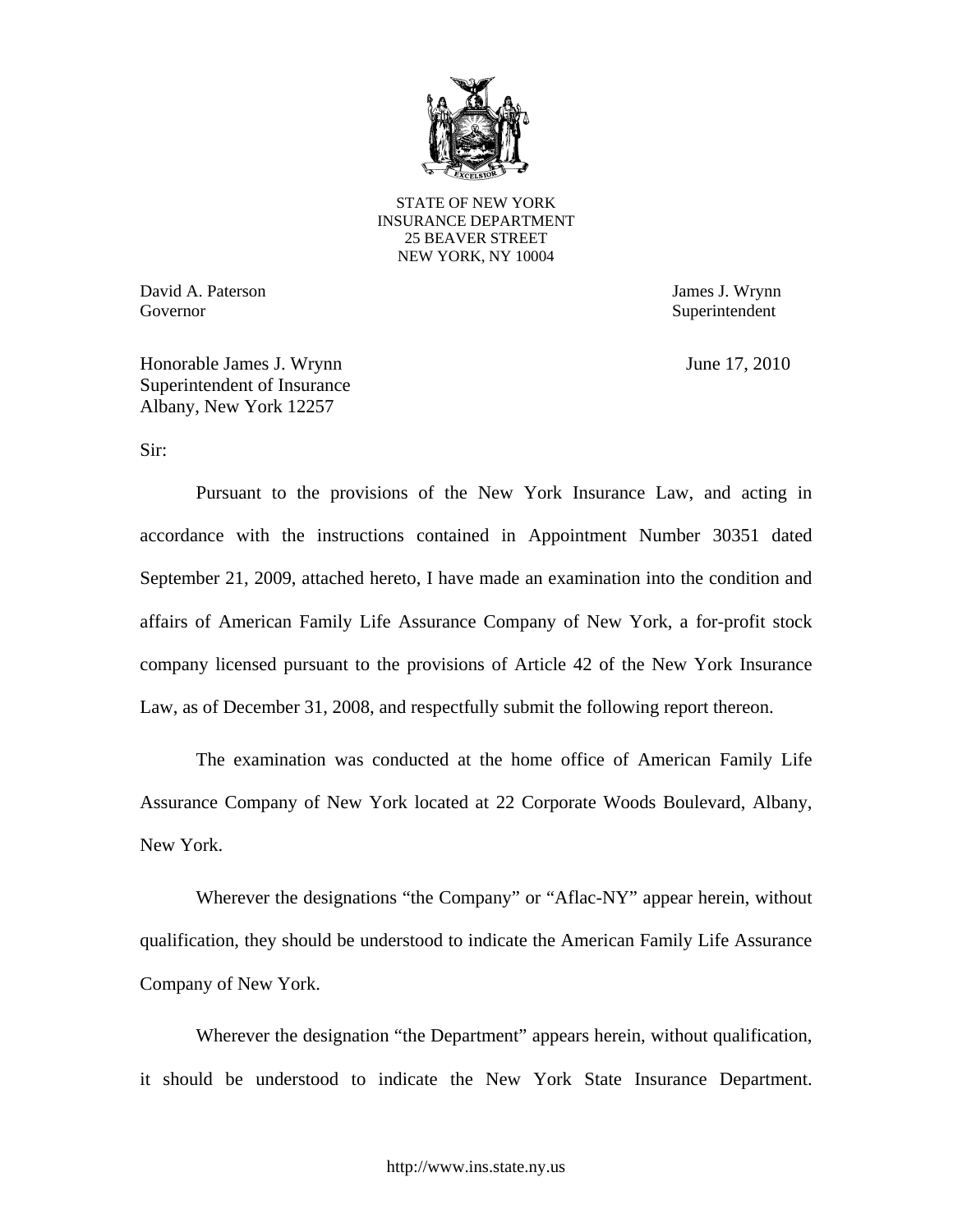STATE OF NEW YORK
INSURANCE DEPARTMENT
25 BEAVER STREET
NEW YORK, NY 10004

David A. Paterson
Governor

James J. Wrynn
Superintendent

Honorable James J. Wrynn
Superintendent of Insurance
Albany, New York 12257

June 17, 2010

Sir:

Pursuant to the provisions of the New York Insurance Law, and acting in accordance with the instructions contained in Appointment Number 30351 dated September 21, 2009, attached hereto, I have made an examination into the condition and affairs of American Family Life Assurance Company of New York, a for-profit stock company licensed pursuant to the provisions of Article 42 of the New York Insurance Law, as of December 31, 2008, and respectfully submit the following report thereon.

The examination was conducted at the home office of American Family Life Assurance Company of New York located at 22 Corporate Woods Boulevard, Albany, New York.

Wherever the designations "the Company" or "Aflac-NY" appear herein, without qualification, they should be understood to indicate the American Family Life Assurance Company of New York.

Wherever the designation "the Department" appears herein, without qualification, it should be understood to indicate the New York State Insurance Department.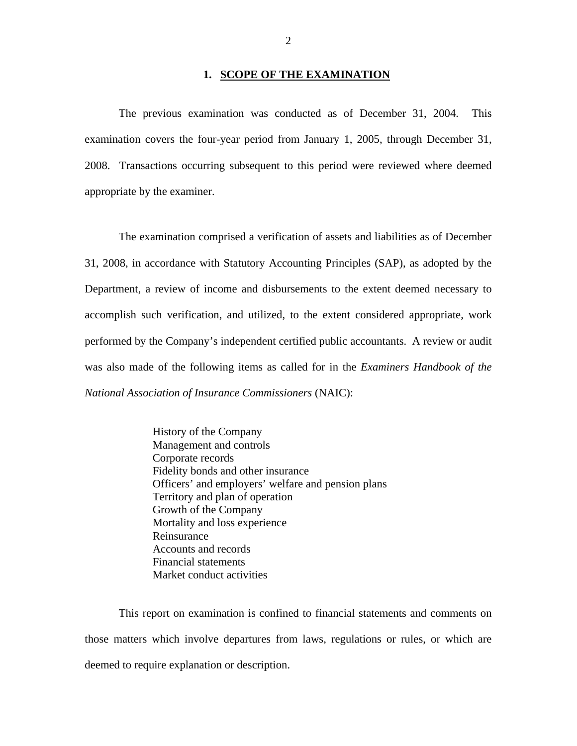## 1. SCOPE OF THE EXAMINATION

The previous examination was conducted as of December 31, 2004. This examination covers the four-year period from January 1, 2005, through December 31, 2008. Transactions occurring subsequent to this period were reviewed where deemed appropriate by the examiner.

The examination comprised a verification of assets and liabilities as of December 31, 2008, in accordance with Statutory Accounting Principles (SAP), as adopted by the Department, a review of income and disbursements to the extent deemed necessary to accomplish such verification, and utilized, to the extent considered appropriate, work performed by the Company's independent certified public accountants. A review or audit was also made of the following items as called for in the *Examiners Handbook of the National Association of Insurance Commissioners* (NAIC):

- History of the Company
- Management and controls
- Corporate records
- Fidelity bonds and other insurance
- Officers' and employers' welfare and pension plans
- Territory and plan of operation
- Growth of the Company
- Mortality and loss experience
- Reinsurance
- Accounts and records
- Financial statements
- Market conduct activities

This report on examination is confined to financial statements and comments on those matters which involve departures from laws, regulations or rules, or which are deemed to require explanation or description.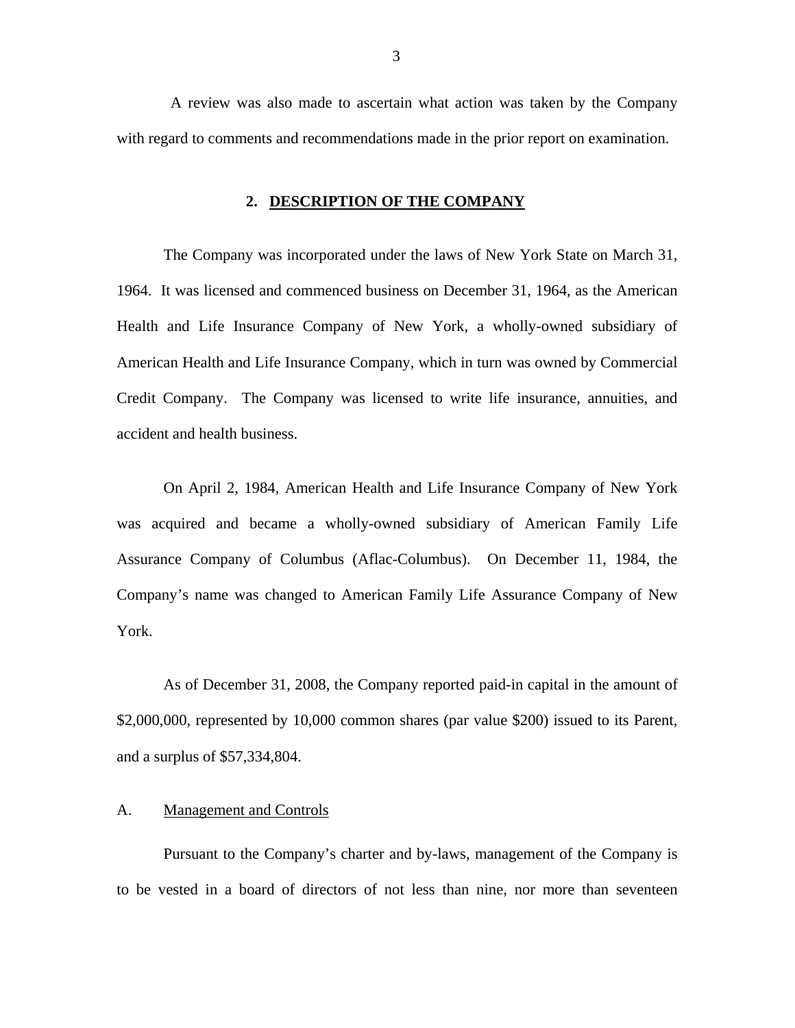A review was also made to ascertain what action was taken by the Company with regard to comments and recommendations made in the prior report on examination.

## 2. DESCRIPTION OF THE COMPANY

The Company was incorporated under the laws of New York State on March 31, 1964. It was licensed and commenced business on December 31, 1964, as the American Health and Life Insurance Company of New York, a wholly-owned subsidiary of American Health and Life Insurance Company, which in turn was owned by Commercial Credit Company. The Company was licensed to write life insurance, annuities, and accident and health business.

On April 2, 1984, American Health and Life Insurance Company of New York was acquired and became a wholly-owned subsidiary of American Family Life Assurance Company of Columbus (Aflac-Columbus). On December 11, 1984, the Company's name was changed to American Family Life Assurance Company of New York.

As of December 31, 2008, the Company reported paid-in capital in the amount of $2,000,000, represented by 10,000 common shares (par value $200) issued to its Parent, and a surplus of $57,334,804.

### A. Management and Controls

Pursuant to the Company's charter and by-laws, management of the Company is to be vested in a board of directors of not less than nine, nor more than seventeen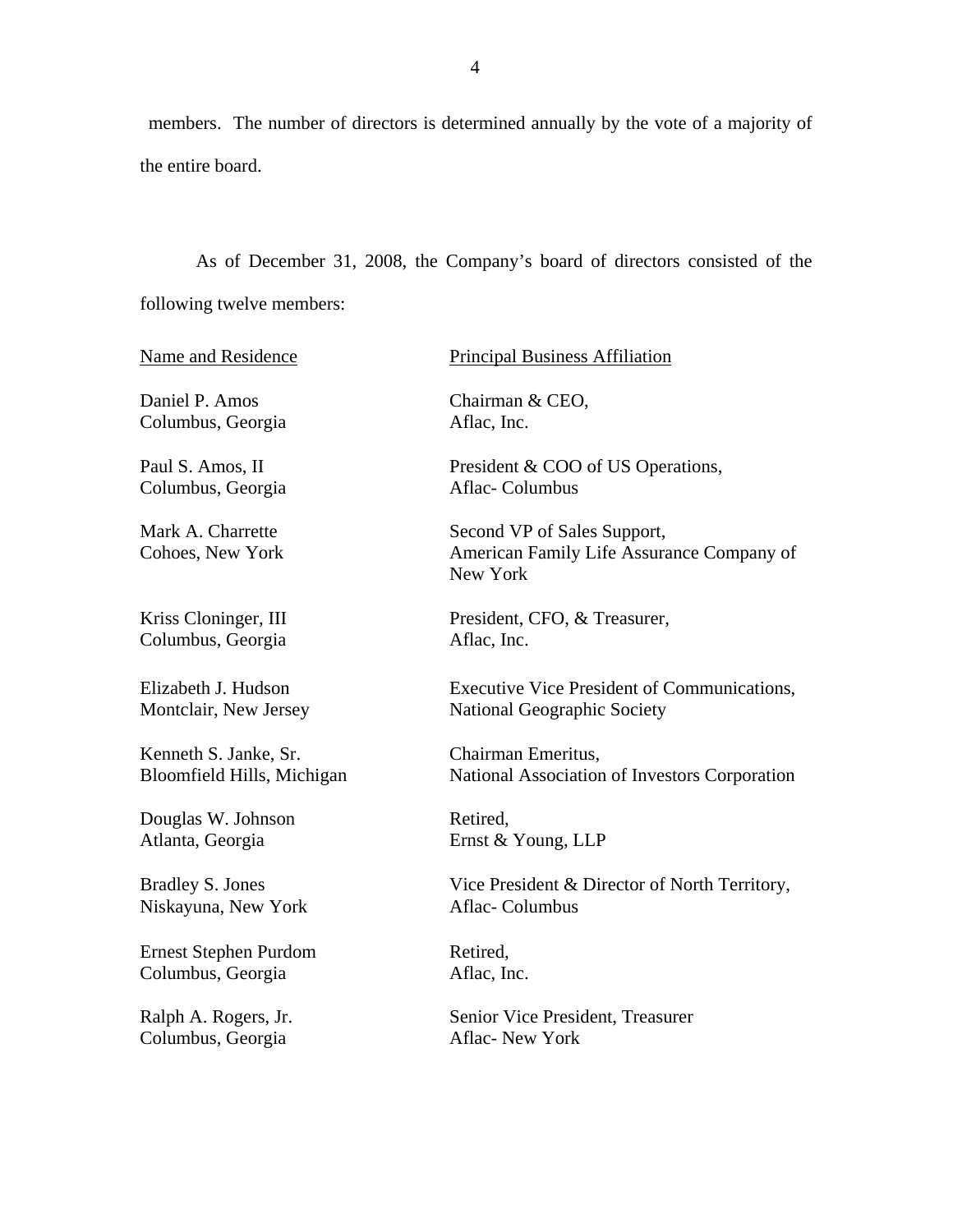members. The number of directors is determined annually by the vote of a majority of the entire board.

As of December 31, 2008, the Company's board of directors consisted of the following twelve members:

| Name and Residence | Principal Business Affiliation |
| --- | --- |
| Daniel P. Amos<br>Columbus, Georgia | Chairman & CEO,<br>Aflac, Inc. |
| Paul S. Amos, II<br>Columbus, Georgia | President & COO of US Operations,<br>Aflac- Columbus |
| Mark A. Charrette<br>Cohoes, New York | Second VP of Sales Support,<br>American Family Life Assurance Company of New York |
| Kriss Cloninger, III<br>Columbus, Georgia | President, CFO, & Treasurer,<br>Aflac, Inc. |
| Elizabeth J. Hudson<br>Montclair, New Jersey | Executive Vice President of Communications,<br>National Geographic Society |
| Kenneth S. Janke, Sr.<br>Bloomfield Hills, Michigan | Chairman Emeritus,<br>National Association of Investors Corporation |
| Douglas W. Johnson<br>Atlanta, Georgia | Retired,<br>Ernst & Young, LLP |
| Bradley S. Jones<br>Niskayuna, New York | Vice President & Director of North Territory,<br>Aflac- Columbus |
| Ernest Stephen Purdom<br>Columbus, Georgia | Retired,<br>Aflac, Inc. |
| Ralph A. Rogers, Jr.<br>Columbus, Georgia | Senior Vice President, Treasurer<br>Aflac- New York |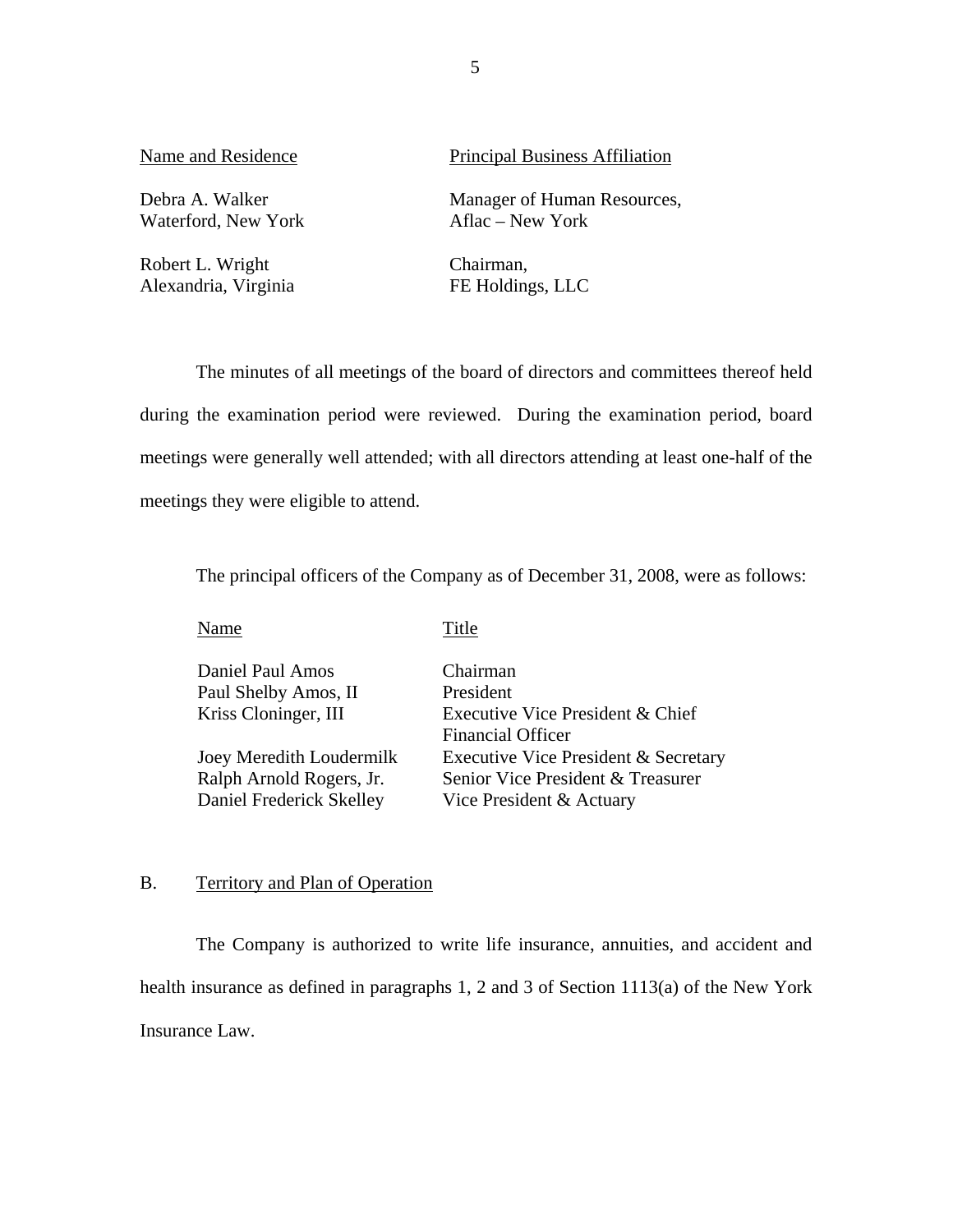| Name and Residence | Principal Business Affiliation |
|---|---|
| Debra A. Walker<br>Waterford, New York | Manager of Human Resources,<br>Aflac – New York |
| Robert L. Wright<br>Alexandria, Virginia | Chairman,<br>FE Holdings, LLC |

The minutes of all meetings of the board of directors and committees thereof held during the examination period were reviewed. During the examination period, board meetings were generally well attended; with all directors attending at least one-half of the meetings they were eligible to attend.

The principal officers of the Company as of December 31, 2008, were as follows:

| Name | Title |
|---|---|
| Daniel Paul Amos | Chairman |
| Paul Shelby Amos, II | President |
| Kriss Cloninger, III | Executive Vice President & Chief Financial Officer |
| Joey Meredith Loudermilk | Executive Vice President & Secretary |
| Ralph Arnold Rogers, Jr. | Senior Vice President & Treasurer |
| Daniel Frederick Skelley | Vice President & Actuary |

## B. Territory and Plan of Operation

The Company is authorized to write life insurance, annuities, and accident and health insurance as defined in paragraphs 1, 2 and 3 of Section 1113(a) of the New York Insurance Law.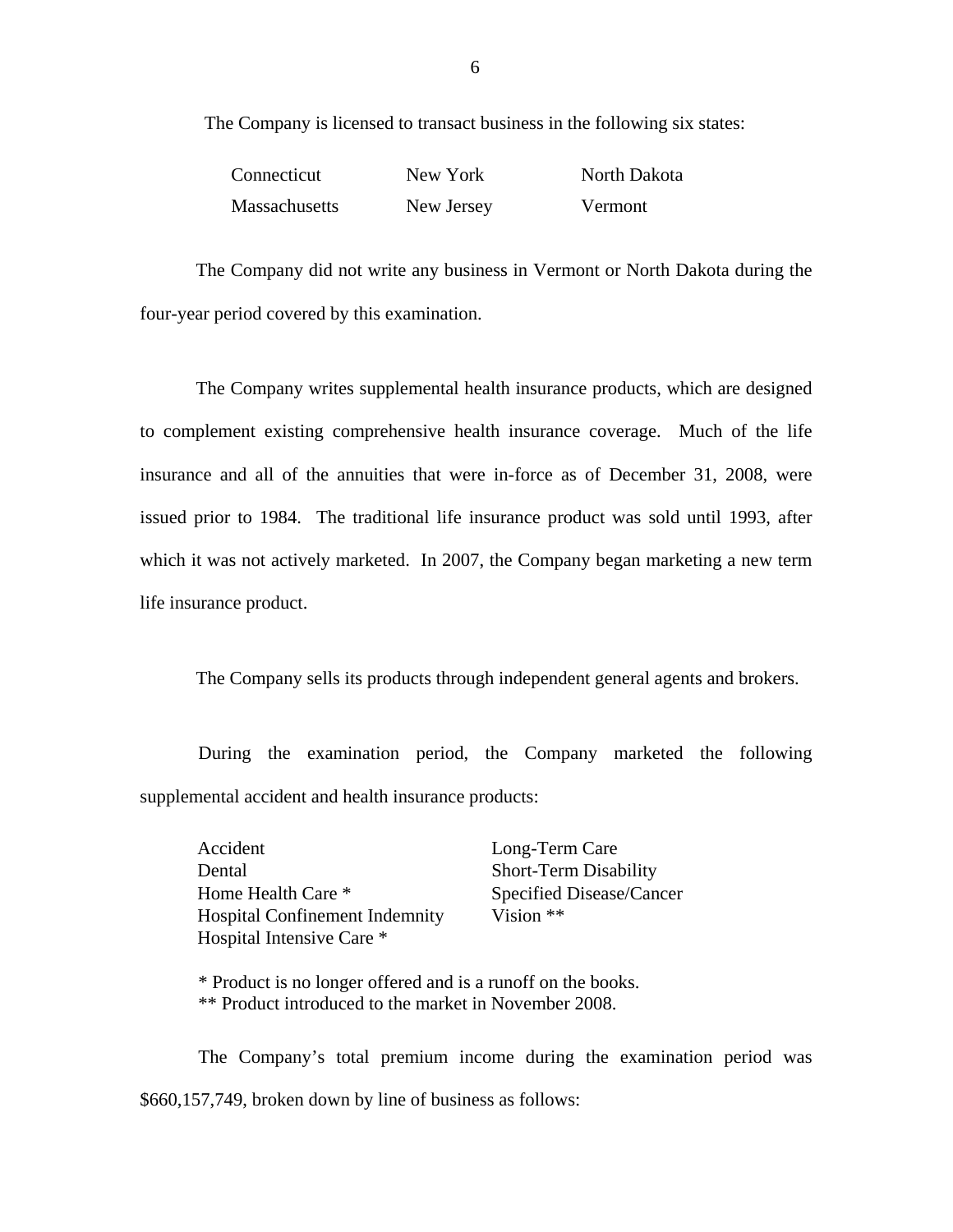The Company is licensed to transact business in the following six states:

| | | |
|---|---|---|
| Connecticut | New York | North Dakota |
| Massachusetts | New Jersey | Vermont |

The Company did not write any business in Vermont or North Dakota during the four-year period covered by this examination.

The Company writes supplemental health insurance products, which are designed to complement existing comprehensive health insurance coverage. Much of the life insurance and all of the annuities that were in-force as of December 31, 2008, were issued prior to 1984. The traditional life insurance product was sold until 1993, after which it was not actively marketed. In 2007, the Company began marketing a new term life insurance product.

The Company sells its products through independent general agents and brokers.

During the examination period, the Company marketed the following supplemental accident and health insurance products:

| | |
|---|---|
| Accident | Long-Term Care |
| Dental | Short-Term Disability |
| Home Health Care * | Specified Disease/Cancer |
| Hospital Confinement Indemnity | Vision ** |
| Hospital Intensive Care * | |

\* Product is no longer offered and is a runoff on the books.
** Product introduced to the market in November 2008.

The Company's total premium income during the examination period was $660,157,749, broken down by line of business as follows: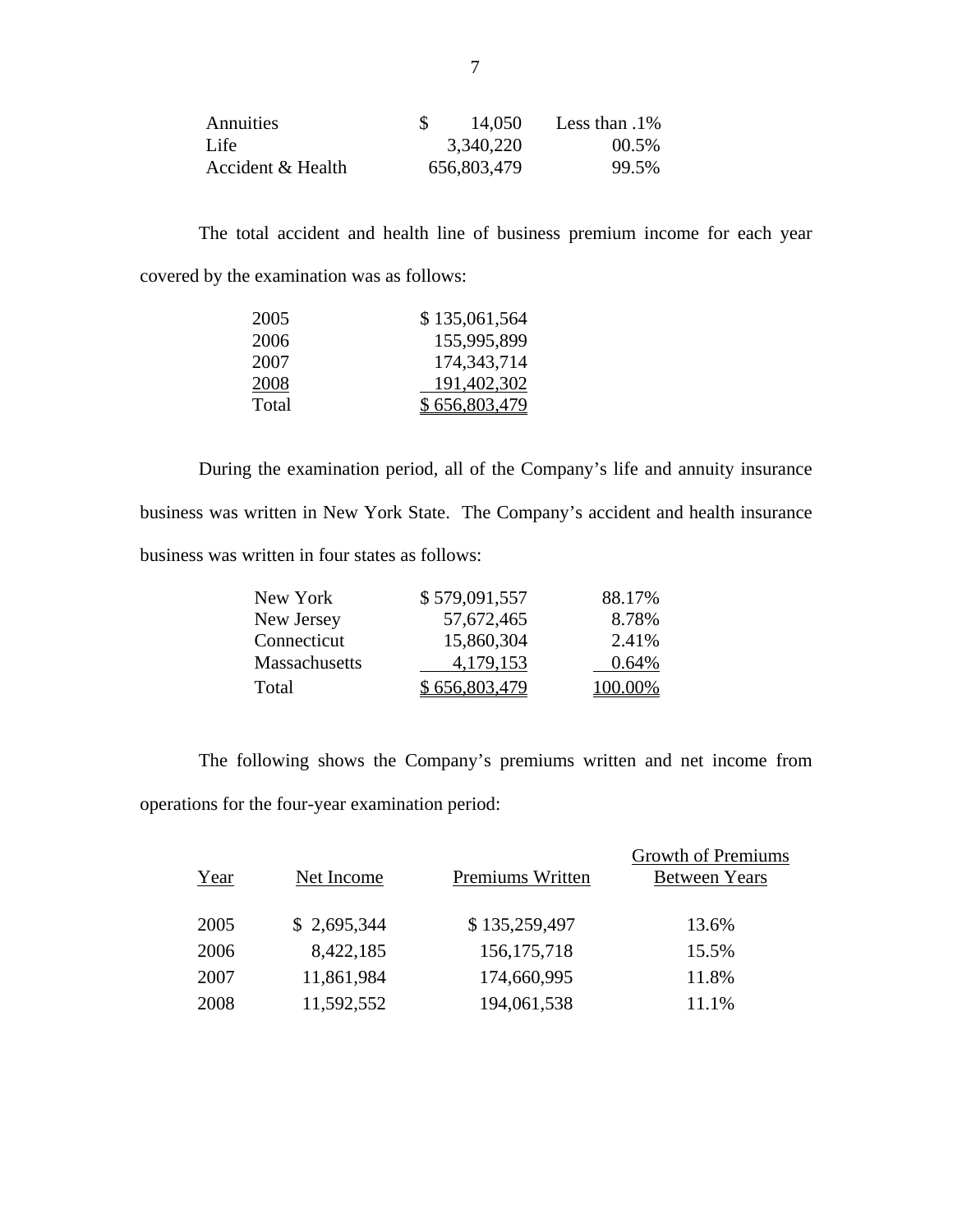| | | |
|---|---|---|
| Annuities | $ 14,050 | Less than .1% |
| Life | 3,340,220 | 00.5% |
| Accident & Health | 656,803,479 | 99.5% |

The total accident and health line of business premium income for each year covered by the examination was as follows:

| | |
|---|---|
| 2005 | $ 135,061,564 |
| 2006 | 155,995,899 |
| 2007 | 174,343,714 |
| 2008 | 191,402,302 |
| Total | $ 656,803,479 |

During the examination period, all of the Company's life and annuity insurance business was written in New York State. The Company's accident and health insurance business was written in four states as follows:

| | | |
|---|---|---|
| New York | $ 579,091,557 | 88.17% |
| New Jersey | 57,672,465 | 8.78% |
| Connecticut | 15,860,304 | 2.41% |
| Massachusetts | 4,179,153 | 0.64% |
| Total | $ 656,803,479 | 100.00% |

The following shows the Company's premiums written and net income from operations for the four-year examination period:

| Year | Net Income | Premiums Written | Growth of Premiums Between Years |
|---|---|---|---|
| 2005 | $ 2,695,344 | $ 135,259,497 | 13.6% |
| 2006 | 8,422,185 | 156,175,718 | 15.5% |
| 2007 | 11,861,984 | 174,660,995 | 11.8% |
| 2008 | 11,592,552 | 194,061,538 | 11.1% |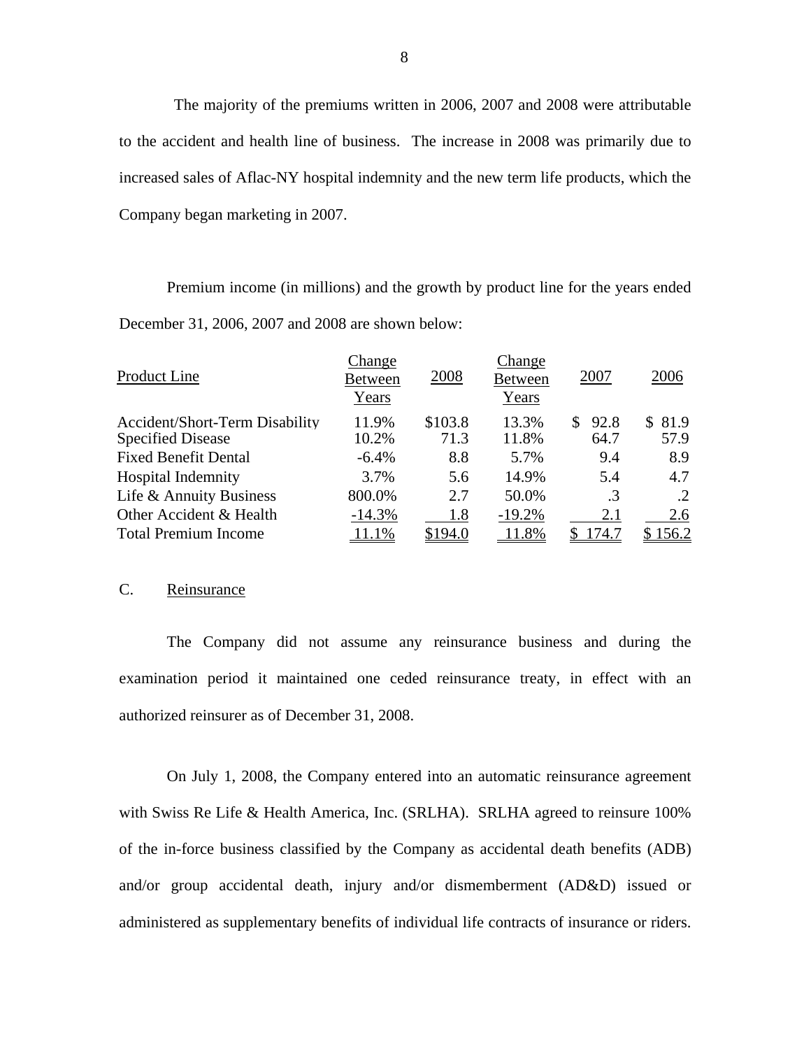The majority of the premiums written in 2006, 2007 and 2008 were attributable to the accident and health line of business. The increase in 2008 was primarily due to increased sales of Aflac-NY hospital indemnity and the new term life products, which the Company began marketing in 2007.

Premium income (in millions) and the growth by product line for the years ended December 31, 2006, 2007 and 2008 are shown below:

| Product Line | Change Between Years | 2008 | Change Between Years | 2007 | 2006 |
|---|---|---|---|---|---|
| Accident/Short-Term Disability | 11.9% | $103.8 | 13.3% | $ 92.8 | $ 81.9 |
| Specified Disease | 10.2% | 71.3 | 11.8% | 64.7 | 57.9 |
| Fixed Benefit Dental | -6.4% | 8.8 | 5.7% | 9.4 | 8.9 |
| Hospital Indemnity | 3.7% | 5.6 | 14.9% | 5.4 | 4.7 |
| Life & Annuity Business | 800.0% | 2.7 | 50.0% | .3 | .2 |
| Other Accident & Health | -14.3% | 1.8 | -19.2% | 2.1 | 2.6 |
| Total Premium Income | 11.1% | $194.0 | 11.8% | $ 174.7 | $ 156.2 |

C. Reinsurance

The Company did not assume any reinsurance business and during the examination period it maintained one ceded reinsurance treaty, in effect with an authorized reinsurer as of December 31, 2008.

On July 1, 2008, the Company entered into an automatic reinsurance agreement with Swiss Re Life & Health America, Inc. (SRLHA). SRLHA agreed to reinsure 100% of the in-force business classified by the Company as accidental death benefits (ADB) and/or group accidental death, injury and/or dismemberment (AD&D) issued or administered as supplementary benefits of individual life contracts of insurance or riders.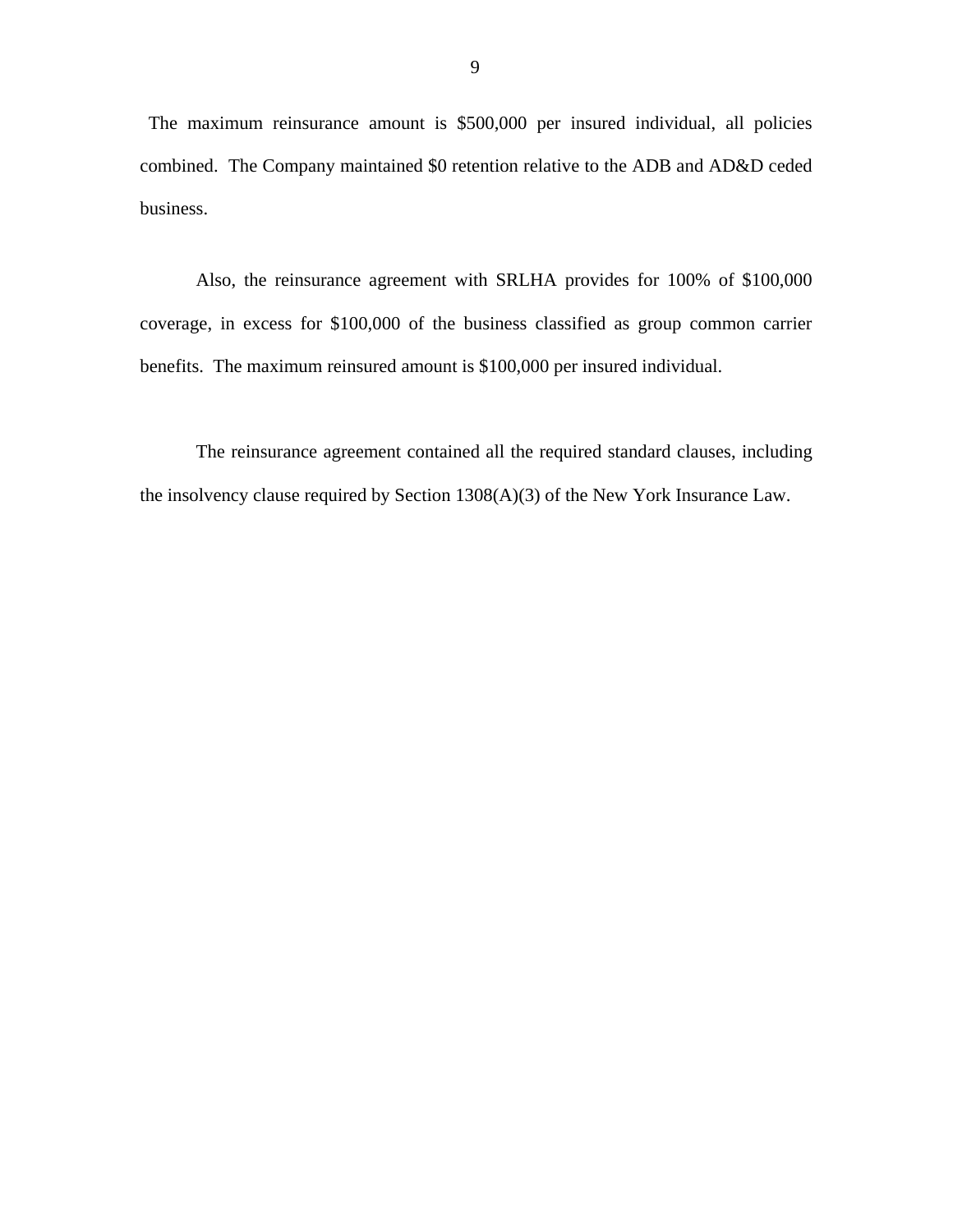The maximum reinsurance amount is $500,000 per insured individual, all policies combined. The Company maintained $0 retention relative to the ADB and AD&D ceded business.

Also, the reinsurance agreement with SRLHA provides for 100% of $100,000 coverage, in excess for $100,000 of the business classified as group common carrier benefits. The maximum reinsured amount is $100,000 per insured individual.

The reinsurance agreement contained all the required standard clauses, including the insolvency clause required by Section 1308(A)(3) of the New York Insurance Law.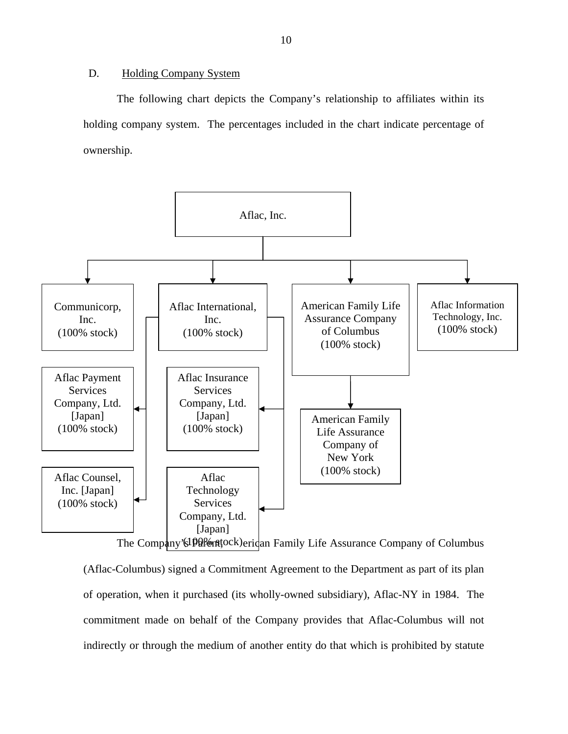D. Holding Company System

The following chart depicts the Company's relationship to affiliates within its holding company system. The percentages included in the chart indicate percentage of ownership.

- Aflac, Inc.
  - Communicorp, Inc. (100% stock)
  - Aflac International, Inc. (100% stock)
    - Aflac Payment Services Company, Ltd. [Japan] (100% stock)
    - Aflac Counsel, Inc. [Japan] (100% stock)
    - Aflac Insurance Services Company, Ltd. [Japan] (100% stock)
    - Aflac Technology Services Company, Ltd. [Japan] (100% stock)
  - American Family Life Assurance Company of Columbus (100% stock)
    - American Family Life Assurance Company of New York (100% stock)
  - Aflac Information Technology, Inc. (100% stock)

The Company's Parent, American Family Life Assurance Company of Columbus (Aflac-Columbus) signed a Commitment Agreement to the Department as part of its plan of operation, when it purchased (its wholly-owned subsidiary), Aflac-NY in 1984. The commitment made on behalf of the Company provides that Aflac-Columbus will not indirectly or through the medium of another entity do that which is prohibited by statute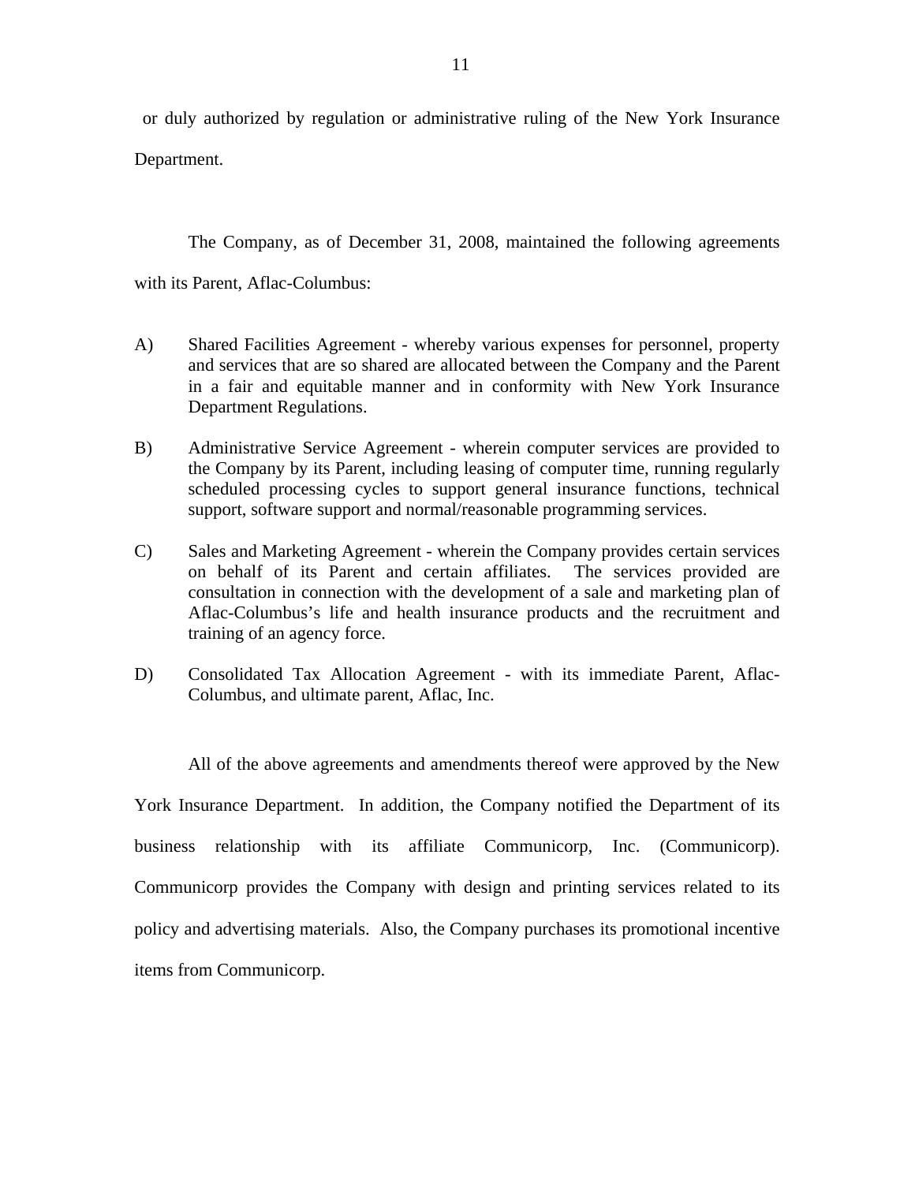or duly authorized by regulation or administrative ruling of the New York Insurance Department.

The Company, as of December 31, 2008, maintained the following agreements with its Parent, Aflac-Columbus:

A) Shared Facilities Agreement - whereby various expenses for personnel, property and services that are so shared are allocated between the Company and the Parent in a fair and equitable manner and in conformity with New York Insurance Department Regulations.

B) Administrative Service Agreement - wherein computer services are provided to the Company by its Parent, including leasing of computer time, running regularly scheduled processing cycles to support general insurance functions, technical support, software support and normal/reasonable programming services.

C) Sales and Marketing Agreement - wherein the Company provides certain services on behalf of its Parent and certain affiliates. The services provided are consultation in connection with the development of a sale and marketing plan of Aflac-Columbus's life and health insurance products and the recruitment and training of an agency force.

D) Consolidated Tax Allocation Agreement - with its immediate Parent, Aflac-Columbus, and ultimate parent, Aflac, Inc.

All of the above agreements and amendments thereof were approved by the New York Insurance Department. In addition, the Company notified the Department of its business relationship with its affiliate Communicorp, Inc. (Communicorp). Communicorp provides the Company with design and printing services related to its policy and advertising materials. Also, the Company purchases its promotional incentive items from Communicorp.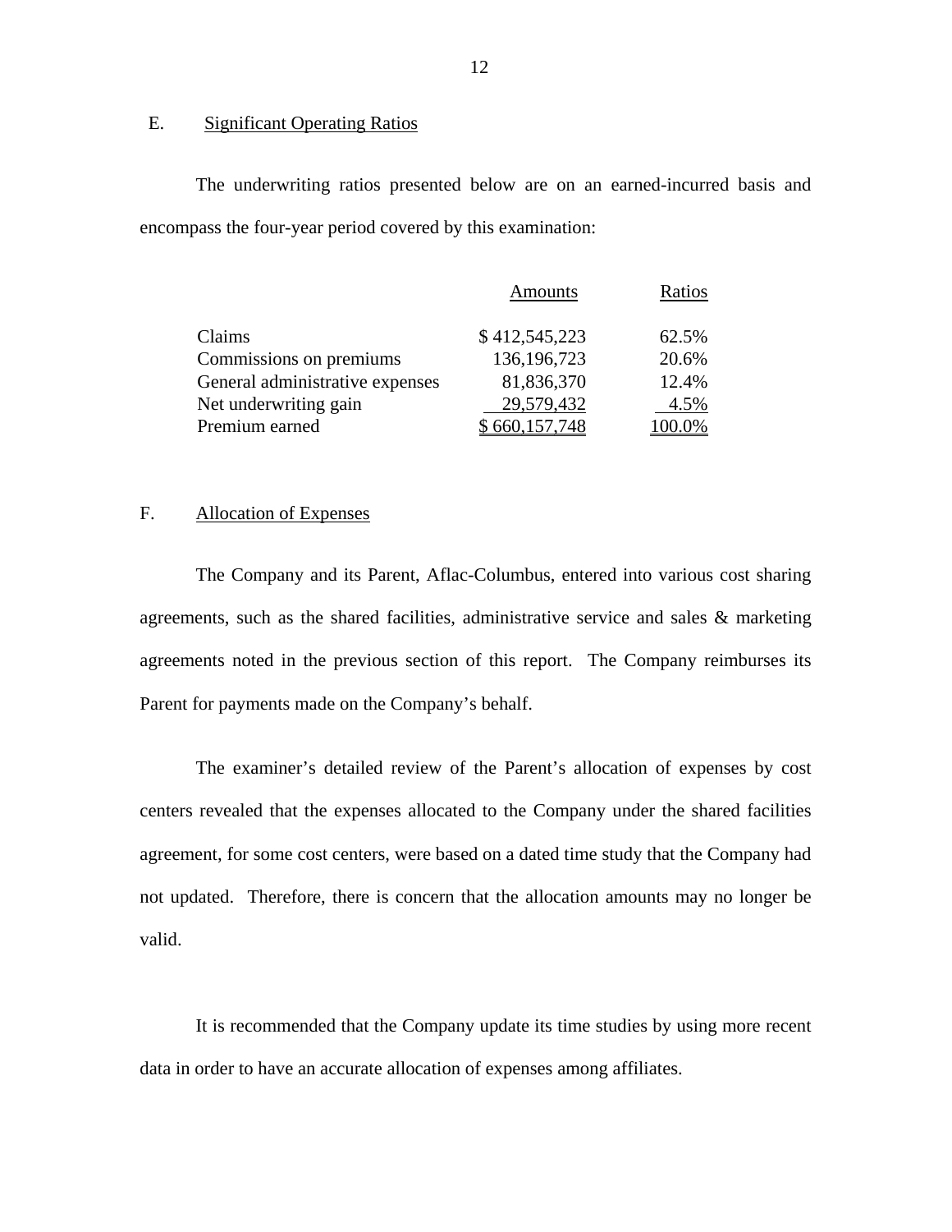## E. Significant Operating Ratios

The underwriting ratios presented below are on an earned-incurred basis and encompass the four-year period covered by this examination:

| | Amounts | Ratios |
|---|---|---|
| Claims | $ 412,545,223 | 62.5% |
| Commissions on premiums | 136,196,723 | 20.6% |
| General administrative expenses | 81,836,370 | 12.4% |
| Net underwriting gain | 29,579,432 | 4.5% |
| Premium earned | $ 660,157,748 | 100.0% |

## F. Allocation of Expenses

The Company and its Parent, Aflac-Columbus, entered into various cost sharing agreements, such as the shared facilities, administrative service and sales & marketing agreements noted in the previous section of this report. The Company reimburses its Parent for payments made on the Company's behalf.

The examiner's detailed review of the Parent's allocation of expenses by cost centers revealed that the expenses allocated to the Company under the shared facilities agreement, for some cost centers, were based on a dated time study that the Company had not updated. Therefore, there is concern that the allocation amounts may no longer be valid.

It is recommended that the Company update its time studies by using more recent data in order to have an accurate allocation of expenses among affiliates.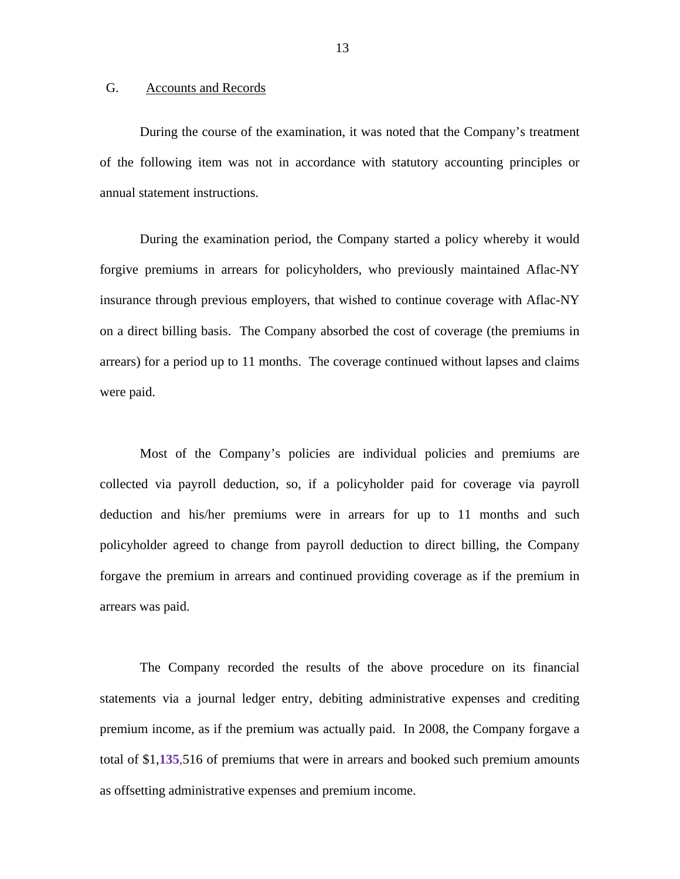## G. Accounts and Records

During the course of the examination, it was noted that the Company's treatment of the following item was not in accordance with statutory accounting principles or annual statement instructions.

During the examination period, the Company started a policy whereby it would forgive premiums in arrears for policyholders, who previously maintained Aflac-NY insurance through previous employers, that wished to continue coverage with Aflac-NY on a direct billing basis. The Company absorbed the cost of coverage (the premiums in arrears) for a period up to 11 months. The coverage continued without lapses and claims were paid.

Most of the Company's policies are individual policies and premiums are collected via payroll deduction, so, if a policyholder paid for coverage via payroll deduction and his/her premiums were in arrears for up to 11 months and such policyholder agreed to change from payroll deduction to direct billing, the Company forgave the premium in arrears and continued providing coverage as if the premium in arrears was paid.

The Company recorded the results of the above procedure on its financial statements via a journal ledger entry, debiting administrative expenses and crediting premium income, as if the premium was actually paid. In 2008, the Company forgave a total of $1,135,516 of premiums that were in arrears and booked such premium amounts as offsetting administrative expenses and premium income.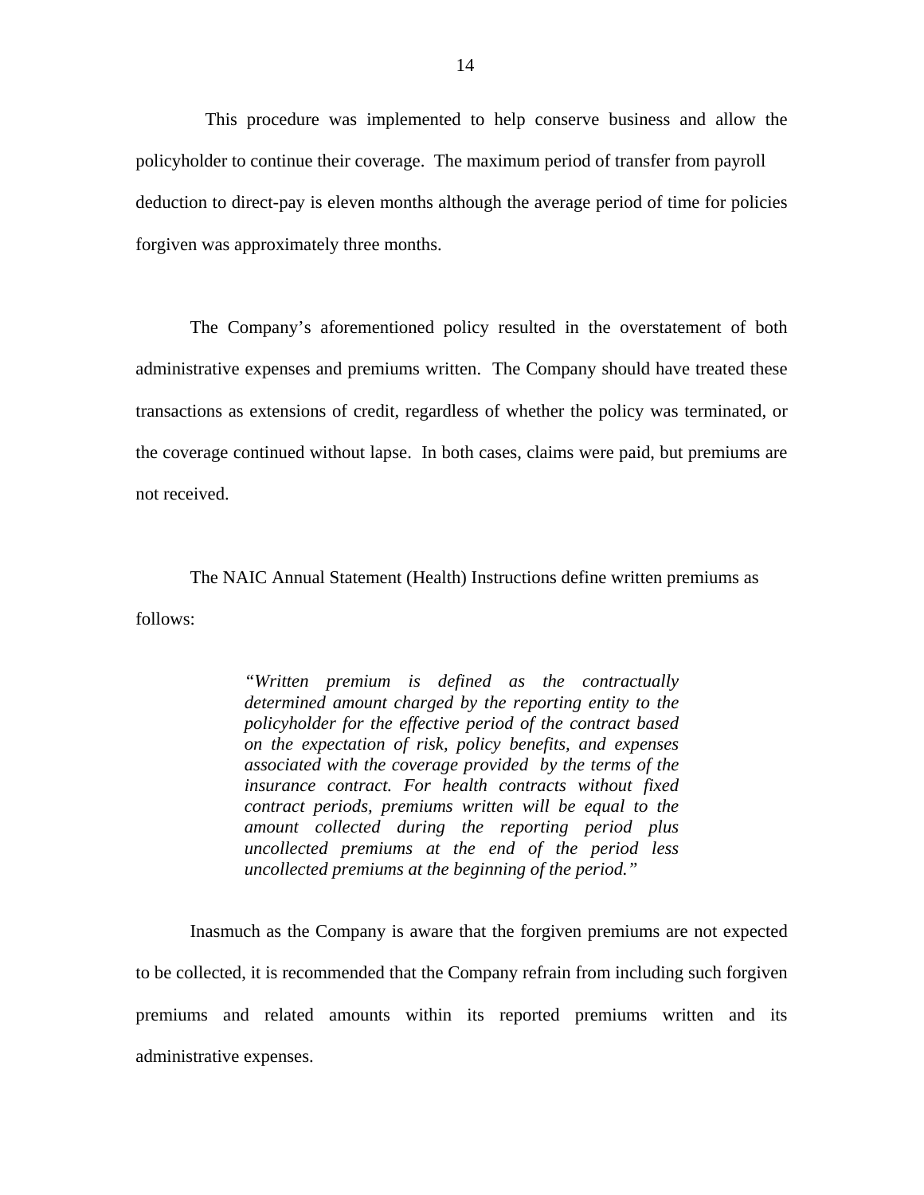This procedure was implemented to help conserve business and allow the policyholder to continue their coverage. The maximum period of transfer from payroll deduction to direct-pay is eleven months although the average period of time for policies forgiven was approximately three months.

The Company's aforementioned policy resulted in the overstatement of both administrative expenses and premiums written. The Company should have treated these transactions as extensions of credit, regardless of whether the policy was terminated, or the coverage continued without lapse. In both cases, claims were paid, but premiums are not received.

The NAIC Annual Statement (Health) Instructions define written premiums as follows:

> *"Written premium is defined as the contractually determined amount charged by the reporting entity to the policyholder for the effective period of the contract based on the expectation of risk, policy benefits, and expenses associated with the coverage provided by the terms of the insurance contract. For health contracts without fixed contract periods, premiums written will be equal to the amount collected during the reporting period plus uncollected premiums at the end of the period less uncollected premiums at the beginning of the period."*

Inasmuch as the Company is aware that the forgiven premiums are not expected to be collected, it is recommended that the Company refrain from including such forgiven premiums and related amounts within its reported premiums written and its administrative expenses.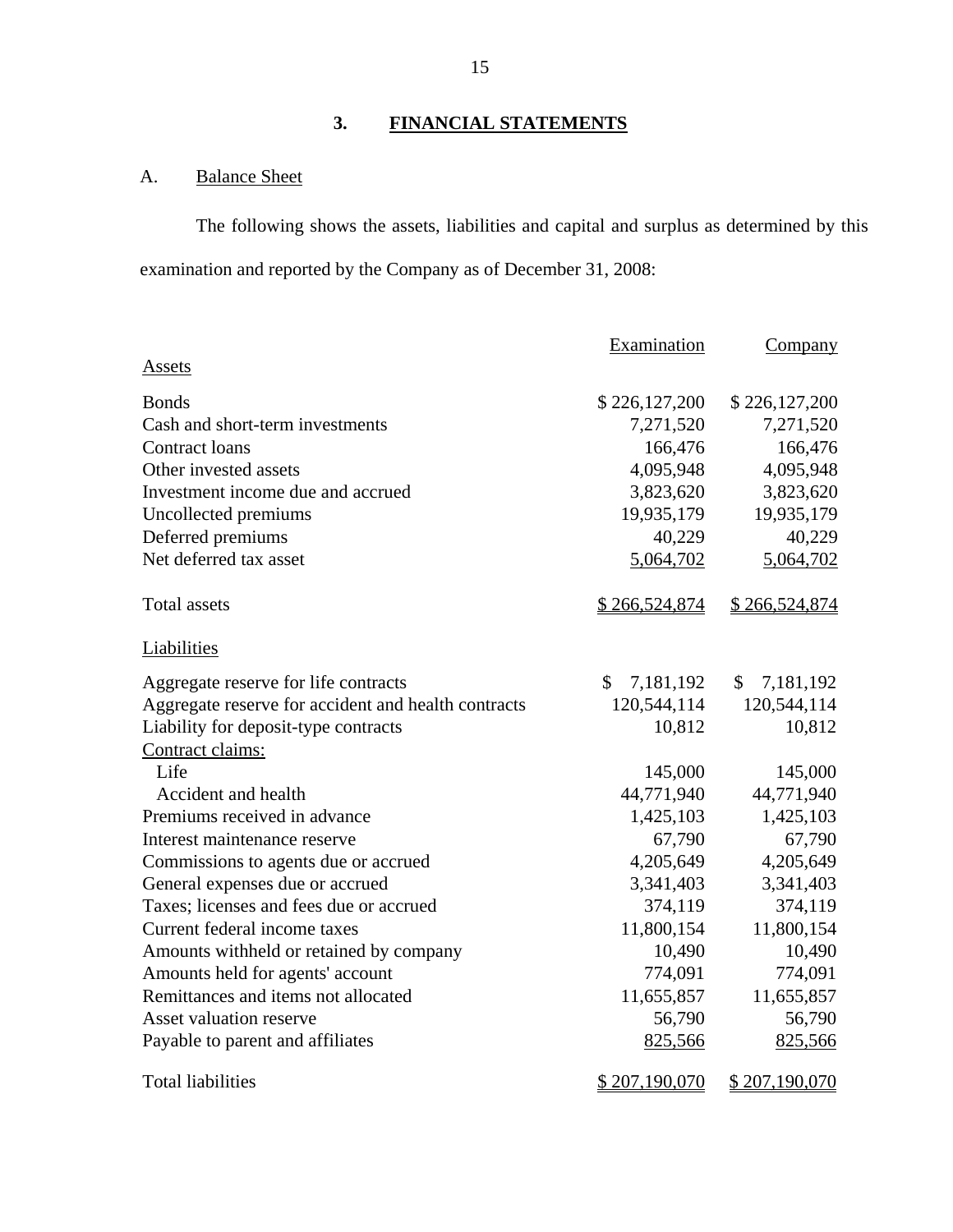## 3. FINANCIAL STATEMENTS

### A. Balance Sheet

The following shows the assets, liabilities and capital and surplus as determined by this examination and reported by the Company as of December 31, 2008:

| | Examination | Company |
|---|---|---|
| **Assets** | | |
| Bonds | $ 226,127,200 | $ 226,127,200 |
| Cash and short-term investments | 7,271,520 | 7,271,520 |
| Contract loans | 166,476 | 166,476 |
| Other invested assets | 4,095,948 | 4,095,948 |
| Investment income due and accrued | 3,823,620 | 3,823,620 |
| Uncollected premiums | 19,935,179 | 19,935,179 |
| Deferred premiums | 40,229 | 40,229 |
| Net deferred tax asset | 5,064,702 | 5,064,702 |
| Total assets | $ 266,524,874 | $ 266,524,874 |
| **Liabilities** | | |
| Aggregate reserve for life contracts | $ 7,181,192 | $ 7,181,192 |
| Aggregate reserve for accident and health contracts | 120,544,114 | 120,544,114 |
| Liability for deposit-type contracts | 10,812 | 10,812 |
| Contract claims: | | |
| Life | 145,000 | 145,000 |
| Accident and health | 44,771,940 | 44,771,940 |
| Premiums received in advance | 1,425,103 | 1,425,103 |
| Interest maintenance reserve | 67,790 | 67,790 |
| Commissions to agents due or accrued | 4,205,649 | 4,205,649 |
| General expenses due or accrued | 3,341,403 | 3,341,403 |
| Taxes; licenses and fees due or accrued | 374,119 | 374,119 |
| Current federal income taxes | 11,800,154 | 11,800,154 |
| Amounts withheld or retained by company | 10,490 | 10,490 |
| Amounts held for agents' account | 774,091 | 774,091 |
| Remittances and items not allocated | 11,655,857 | 11,655,857 |
| Asset valuation reserve | 56,790 | 56,790 |
| Payable to parent and affiliates | 825,566 | 825,566 |
| Total liabilities | $ 207,190,070 | $ 207,190,070 |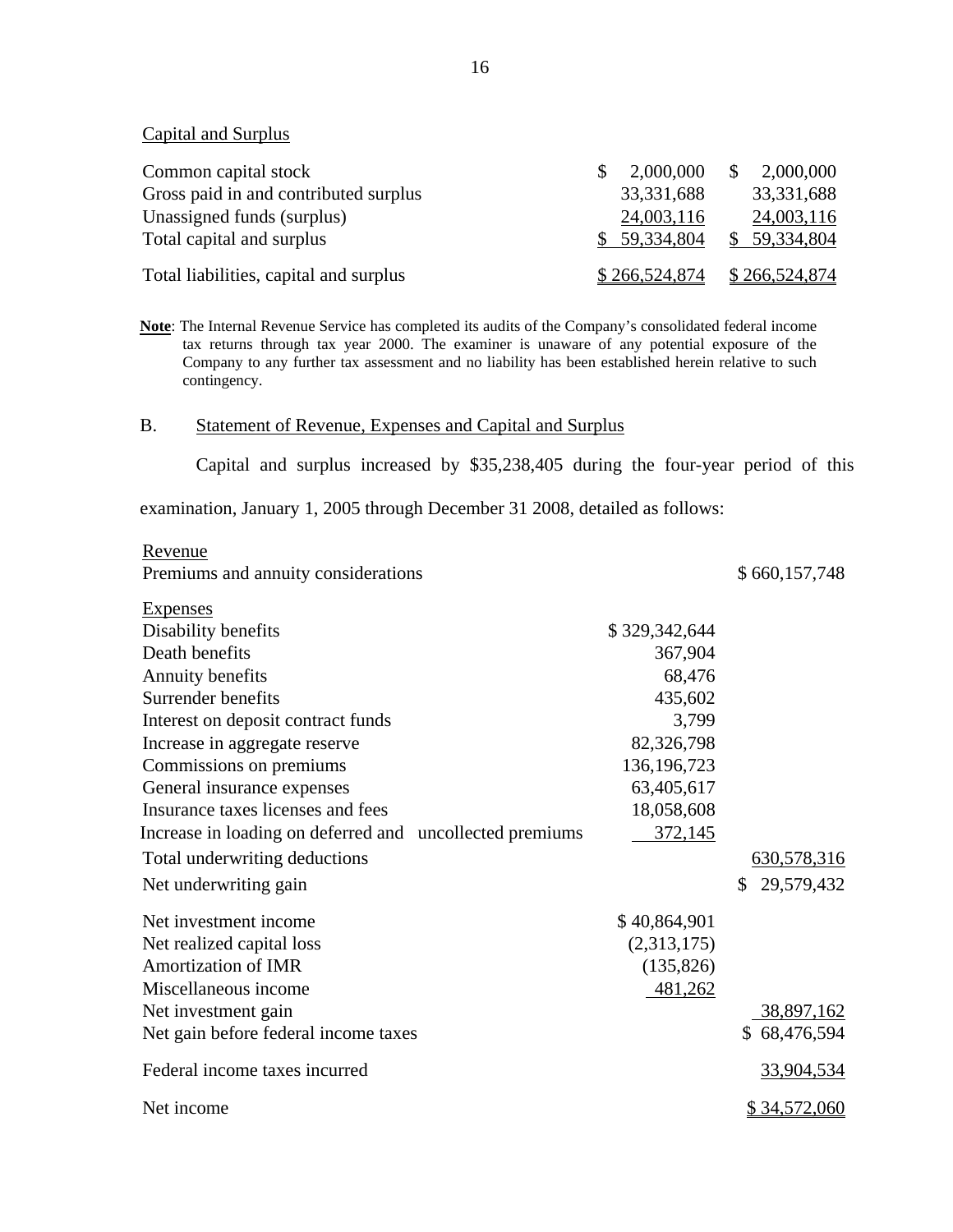Capital and Surplus

| | | |
|---|---|---|
| Common capital stock | $ 2,000,000 | $ 2,000,000 |
| Gross paid in and contributed surplus | 33,331,688 | 33,331,688 |
| Unassigned funds (surplus) | 24,003,116 | 24,003,116 |
| Total capital and surplus | $ 59,334,804 | $ 59,334,804 |
| Total liabilities, capital and surplus | $ 266,524,874 | $ 266,524,874 |

**Note**: The Internal Revenue Service has completed its audits of the Company's consolidated federal income tax returns through tax year 2000. The examiner is unaware of any potential exposure of the Company to any further tax assessment and no liability has been established herein relative to such contingency.

B. Statement of Revenue, Expenses and Capital and Surplus

Capital and surplus increased by $35,238,405 during the four-year period of this examination, January 1, 2005 through December 31 2008, detailed as follows:

| | | |
|---|---|---|
| Revenue | | |
| Premiums and annuity considerations | | $ 660,157,748 |
| Expenses | | |
| Disability benefits | $ 329,342,644 | |
| Death benefits | 367,904 | |
| Annuity benefits | 68,476 | |
| Surrender benefits | 435,602 | |
| Interest on deposit contract funds | 3,799 | |
| Increase in aggregate reserve | 82,326,798 | |
| Commissions on premiums | 136,196,723 | |
| General insurance expenses | 63,405,617 | |
| Insurance taxes licenses and fees | 18,058,608 | |
| Increase in loading on deferred and uncollected premiums | 372,145 | |
| Total underwriting deductions | | 630,578,316 |
| Net underwriting gain | | $ 29,579,432 |
| Net investment income | $ 40,864,901 | |
| Net realized capital loss | (2,313,175) | |
| Amortization of IMR | (135,826) | |
| Miscellaneous income | 481,262 | |
| Net investment gain | | 38,897,162 |
| Net gain before federal income taxes | | $ 68,476,594 |
| Federal income taxes incurred | | 33,904,534 |
| Net income | | $ 34,572,060 |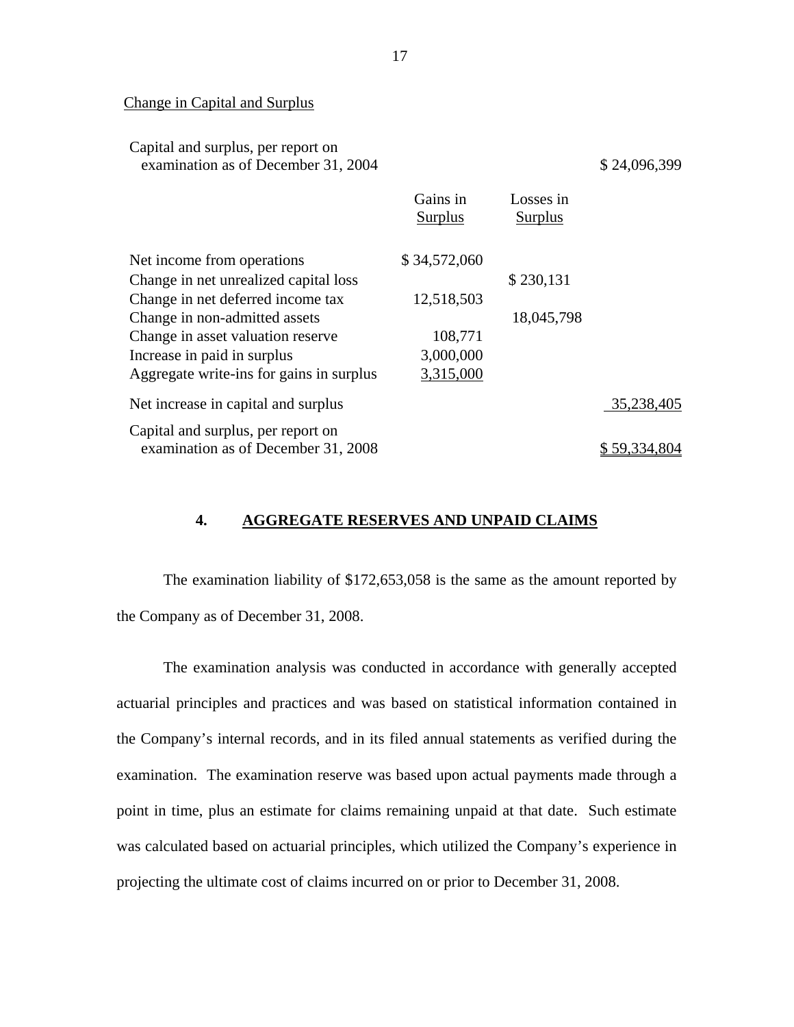Change in Capital and Surplus

| | Gains in Surplus | Losses in Surplus | |
|---|---|---|---|
| Capital and surplus, per report on examination as of December 31, 2004 | | | $ 24,096,399 |
| Net income from operations | $ 34,572,060 | | |
| Change in net unrealized capital loss | | $ 230,131 | |
| Change in net deferred income tax | 12,518,503 | | |
| Change in non-admitted assets | | 18,045,798 | |
| Change in asset valuation reserve | 108,771 | | |
| Increase in paid in surplus | 3,000,000 | | |
| Aggregate write-ins for gains in surplus | 3,315,000 | | |
| Net increase in capital and surplus | | | 35,238,405 |
| Capital and surplus, per report on examination as of December 31, 2008 | | | $ 59,334,804 |

## 4. AGGREGATE RESERVES AND UNPAID CLAIMS

The examination liability of $172,653,058 is the same as the amount reported by the Company as of December 31, 2008.

The examination analysis was conducted in accordance with generally accepted actuarial principles and practices and was based on statistical information contained in the Company's internal records, and in its filed annual statements as verified during the examination. The examination reserve was based upon actual payments made through a point in time, plus an estimate for claims remaining unpaid at that date. Such estimate was calculated based on actuarial principles, which utilized the Company's experience in projecting the ultimate cost of claims incurred on or prior to December 31, 2008.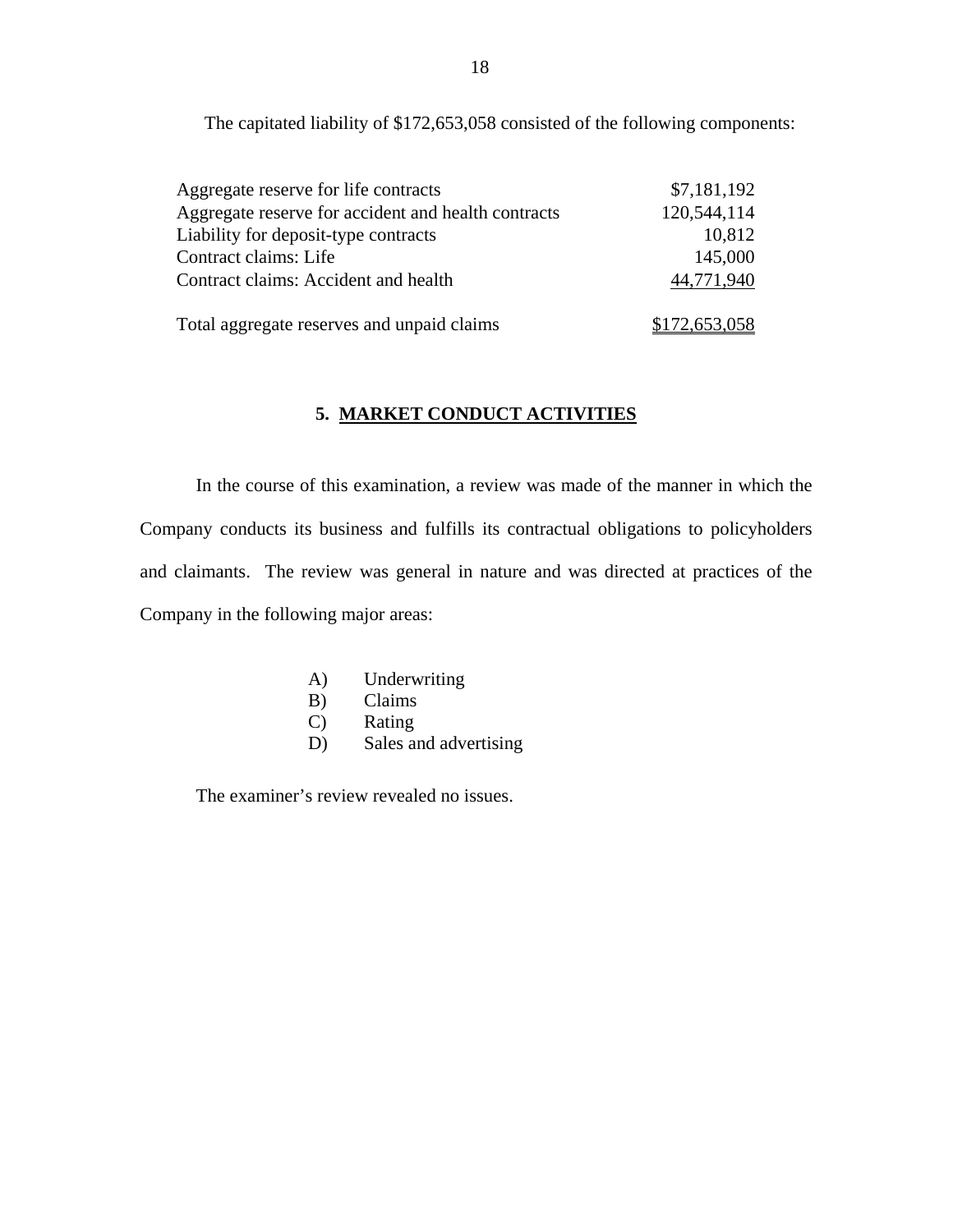The capitated liability of $172,653,058 consisted of the following components:

| | |
|---|---|
| Aggregate reserve for life contracts | $7,181,192 |
| Aggregate reserve for accident and health contracts | 120,544,114 |
| Liability for deposit-type contracts | 10,812 |
| Contract claims: Life | 145,000 |
| Contract claims: Accident and health | 44,771,940 |
| Total aggregate reserves and unpaid claims | $172,653,058 |

## 5. MARKET CONDUCT ACTIVITIES

In the course of this examination, a review was made of the manner in which the Company conducts its business and fulfills its contractual obligations to policyholders and claimants. The review was general in nature and was directed at practices of the Company in the following major areas:

A) Underwriting
B) Claims
C) Rating
D) Sales and advertising

The examiner's review revealed no issues.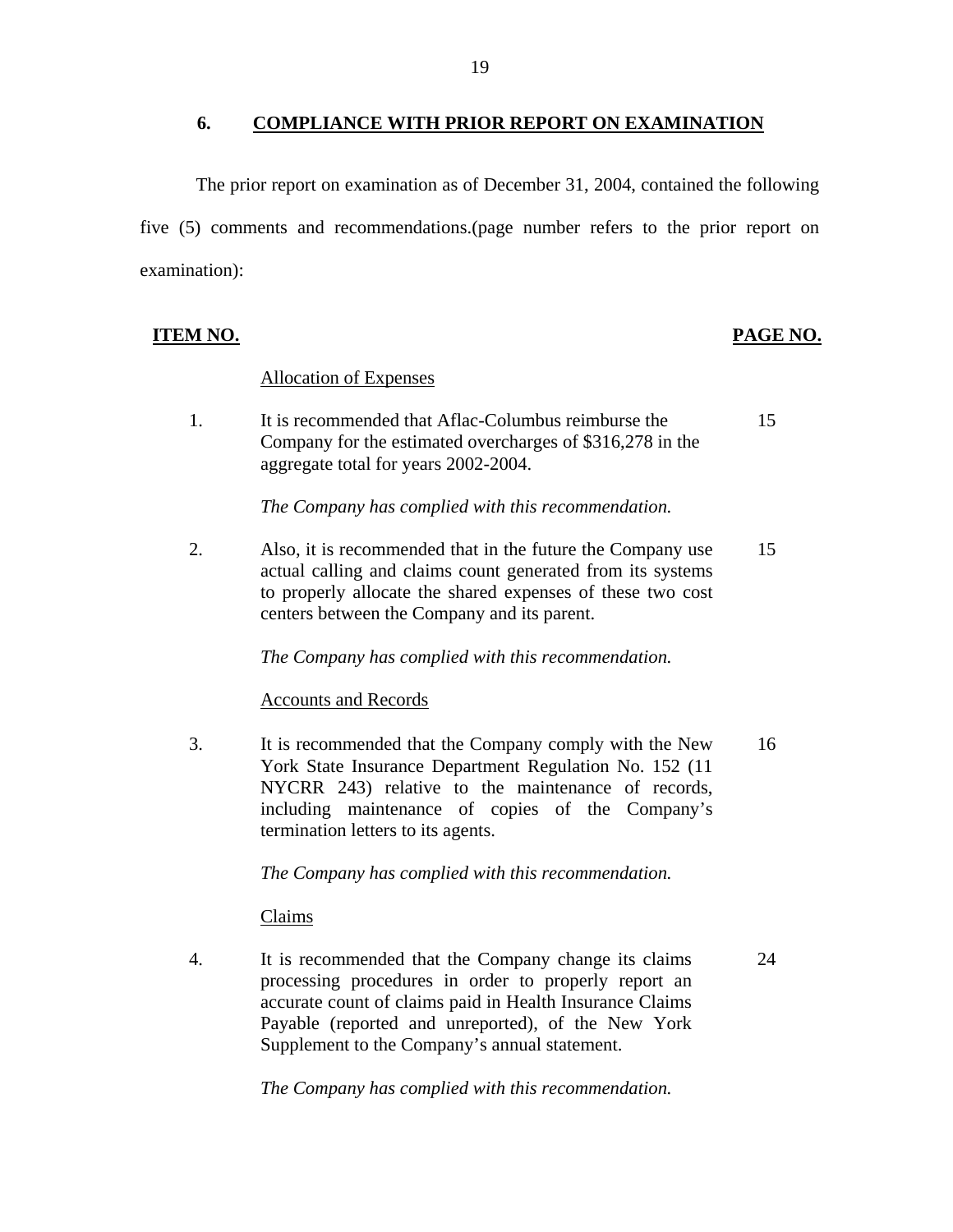## 6. COMPLIANCE WITH PRIOR REPORT ON EXAMINATION

The prior report on examination as of December 31, 2004, contained the following five (5) comments and recommendations.(page number refers to the prior report on examination):

| ITEM NO. | | PAGE NO. |
|---|---|---|
| | Allocation of Expenses | |
| 1. | It is recommended that Aflac-Columbus reimburse the Company for the estimated overcharges of $316,278 in the aggregate total for years 2002-2004. | 15 |
| | *The Company has complied with this recommendation.* | |
| 2. | Also, it is recommended that in the future the Company use actual calling and claims count generated from its systems to properly allocate the shared expenses of these two cost centers between the Company and its parent. | 15 |
| | *The Company has complied with this recommendation.* | |
| | Accounts and Records | |
| 3. | It is recommended that the Company comply with the New York State Insurance Department Regulation No. 152 (11 NYCRR 243) relative to the maintenance of records, including maintenance of copies of the Company's termination letters to its agents. | 16 |
| | *The Company has complied with this recommendation.* | |
| | Claims | |
| 4. | It is recommended that the Company change its claims processing procedures in order to properly report an accurate count of claims paid in Health Insurance Claims Payable (reported and unreported), of the New York Supplement to the Company's annual statement. | 24 |
| | *The Company has complied with this recommendation.* | |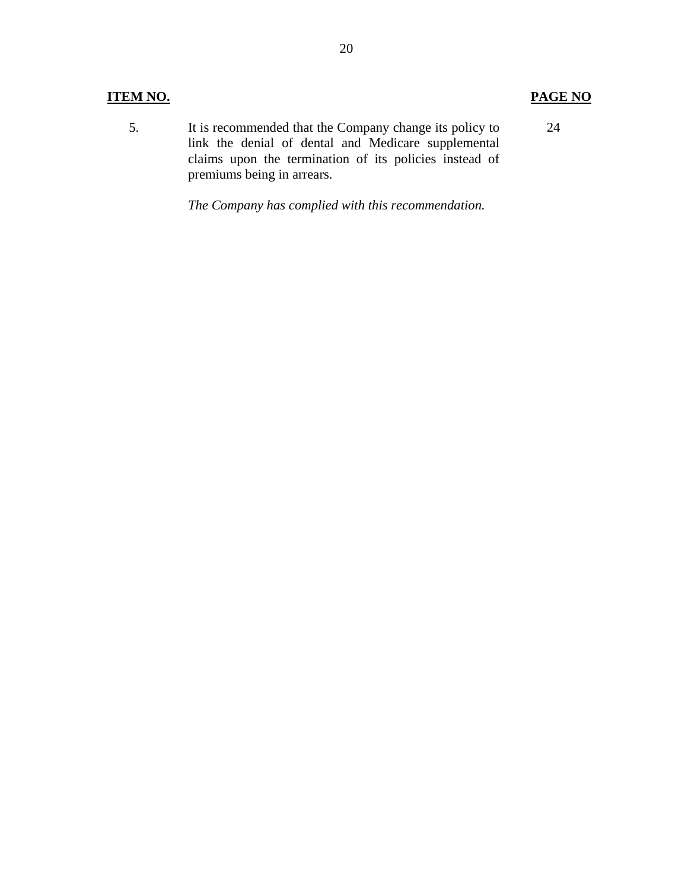| ITEM NO. | | PAGE NO |
|---|---|---|
| 5. | It is recommended that the Company change its policy to link the denial of dental and Medicare supplemental claims upon the termination of its policies instead of premiums being in arrears.<br><br>*The Company has complied with this recommendation.* | 24 |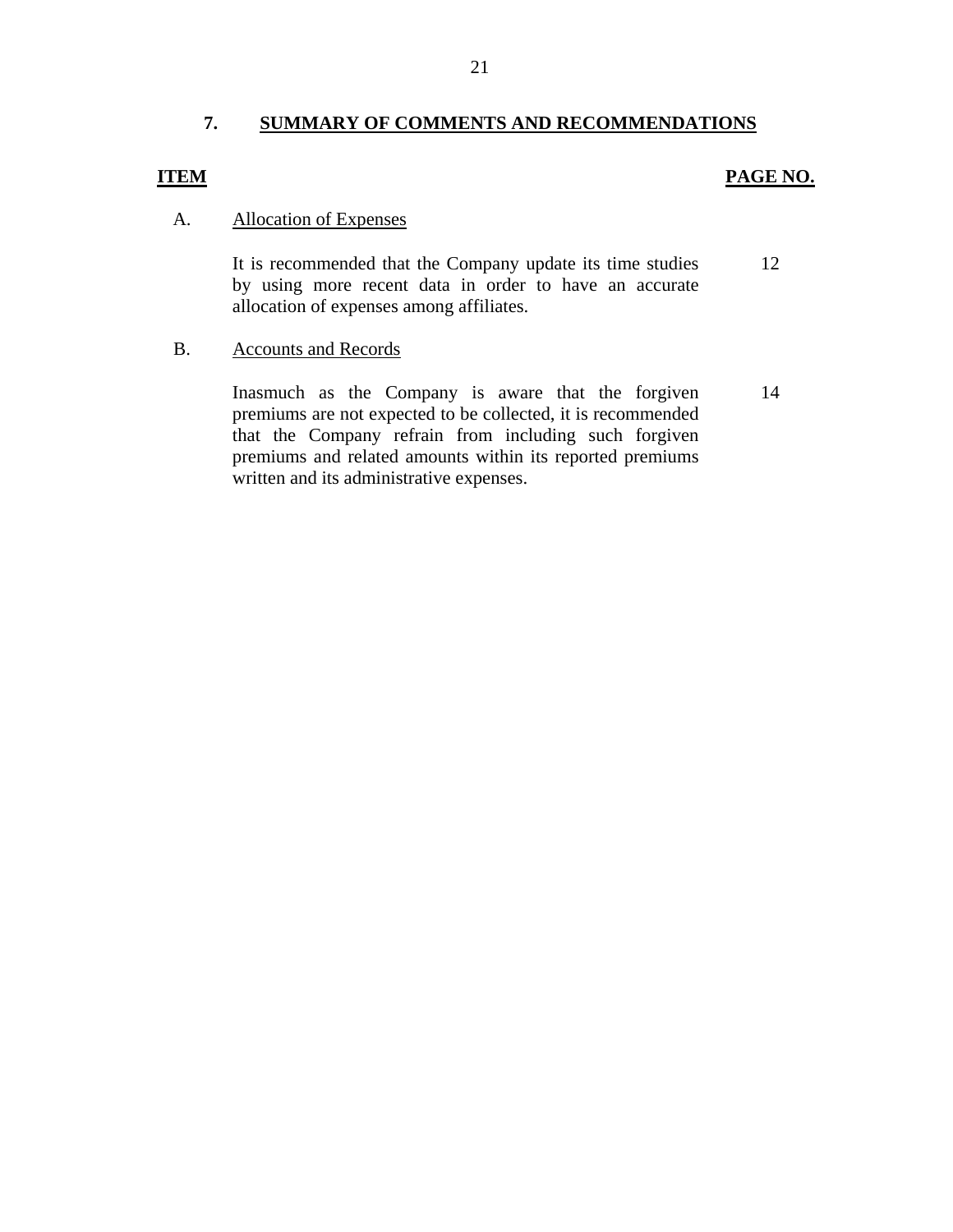## 7. SUMMARY OF COMMENTS AND RECOMMENDATIONS

| ITEM | | PAGE NO. |
|---|---|---|
| A. | Allocation of Expenses | |
| | It is recommended that the Company update its time studies by using more recent data in order to have an accurate allocation of expenses among affiliates. | 12 |
| B. | Accounts and Records | |
| | Inasmuch as the Company is aware that the forgiven premiums are not expected to be collected, it is recommended that the Company refrain from including such forgiven premiums and related amounts within its reported premiums written and its administrative expenses. | 14 |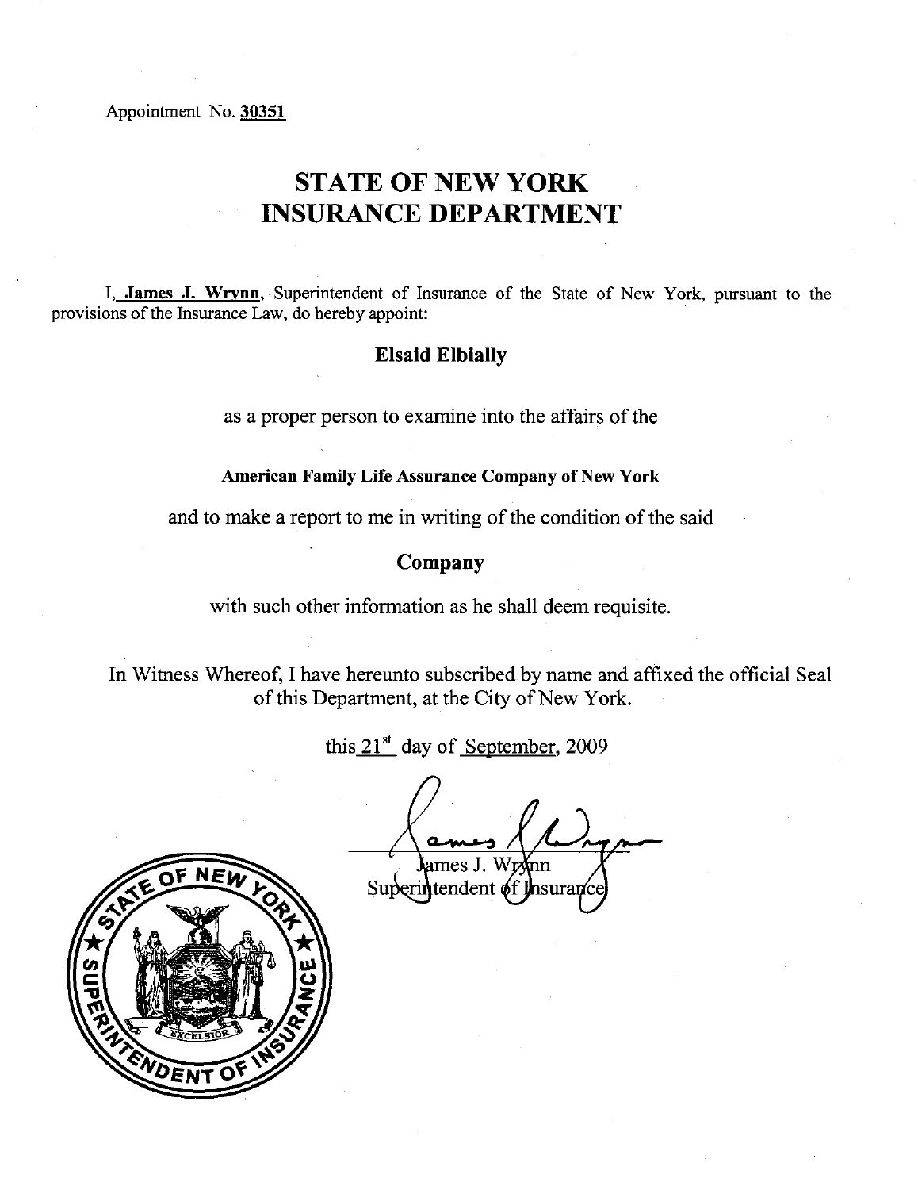Appointment No. **30351**

# STATE OF NEW YORK
# INSURANCE DEPARTMENT

I, **James J. Wrynn**, Superintendent of Insurance of the State of New York, pursuant to the provisions of the Insurance Law, do hereby appoint:

**Elsaid Elbially**

as a proper person to examine into the affairs of the

**American Family Life Assurance Company of New York**

and to make a report to me in writing of the condition of the said

**Company**

with such other information as he shall deem requisite.

In Witness Whereof, I have hereunto subscribed by name and affixed the official Seal of this Department, at the City of New York.

this 21st day of September, 2009

James J. Wrynn
Superintendent of Insurance

STATE OF NEW YORK ★ SUPERINTENDENT OF INSURANCE ★ EXCELSIOR